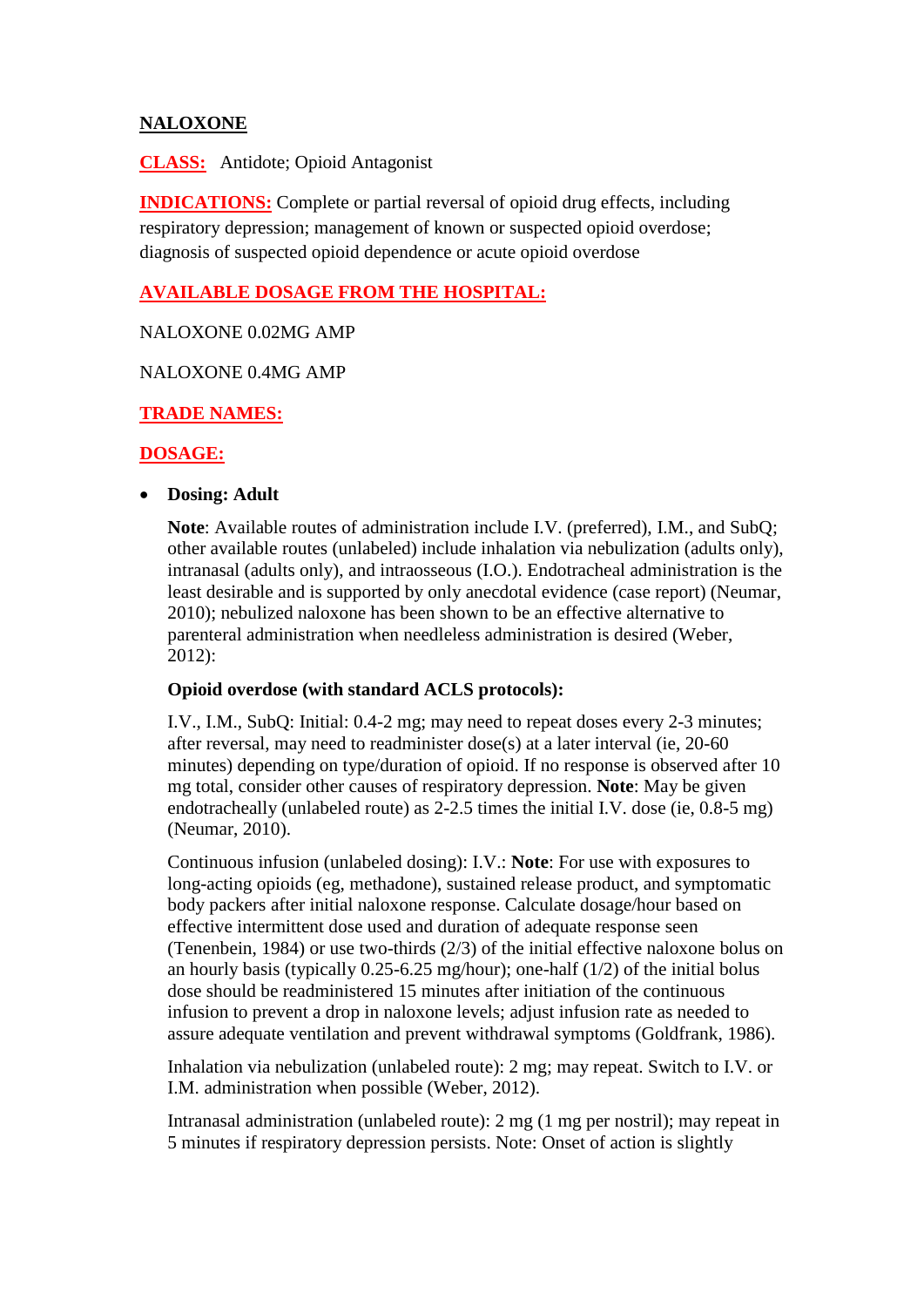# NALOXONE

**CLASS:** Antidote; Opioid Antagonist

**INDICATIONS:** Complete or partial reversal of opioid drug effects, including respiratory depression; management of known or suspected opioid overdose; diagnosis of suspected opioid dependence or acute opioid overdose

**AVAILABLE DOSAGE FROM THE HOSPITAL:**

NALOXONE 0.02MG AMP

NALOXONE 0.4MG AMP

**TRADE NAMES:**

**DOSAGE:**

- **Dosing: Adult**

  **Note**: Available routes of administration include I.V. (preferred), I.M., and SubQ; other available routes (unlabeled) include inhalation via nebulization (adults only), intranasal (adults only), and intraosseous (I.O.). Endotracheal administration is the least desirable and is supported by only anecdotal evidence (case report) (Neumar, 2010); nebulized naloxone has been shown to be an effective alternative to parenteral administration when needleless administration is desired (Weber, 2012):

  **Opioid overdose (with standard ACLS protocols):**

  I.V., I.M., SubQ: Initial: 0.4-2 mg; may need to repeat doses every 2-3 minutes; after reversal, may need to readminister dose(s) at a later interval (ie, 20-60 minutes) depending on type/duration of opioid. If no response is observed after 10 mg total, consider other causes of respiratory depression. **Note**: May be given endotracheally (unlabeled route) as 2-2.5 times the initial I.V. dose (ie, 0.8-5 mg) (Neumar, 2010).

  Continuous infusion (unlabeled dosing): I.V.: **Note**: For use with exposures to long-acting opioids (eg, methadone), sustained release product, and symptomatic body packers after initial naloxone response. Calculate dosage/hour based on effective intermittent dose used and duration of adequate response seen (Tenenbein, 1984) or use two-thirds (2/3) of the initial effective naloxone bolus on an hourly basis (typically 0.25-6.25 mg/hour); one-half (1/2) of the initial bolus dose should be readministered 15 minutes after initiation of the continuous infusion to prevent a drop in naloxone levels; adjust infusion rate as needed to assure adequate ventilation and prevent withdrawal symptoms (Goldfrank, 1986).

  Inhalation via nebulization (unlabeled route): 2 mg; may repeat. Switch to I.V. or I.M. administration when possible (Weber, 2012).

  Intranasal administration (unlabeled route): 2 mg (1 mg per nostril); may repeat in 5 minutes if respiratory depression persists. Note: Onset of action is slightly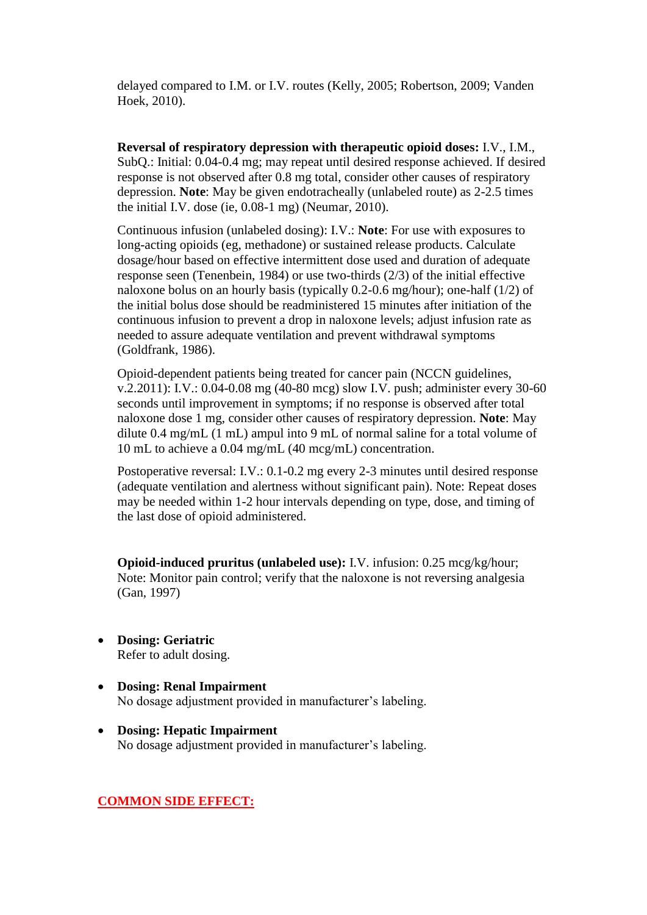delayed compared to I.M. or I.V. routes (Kelly, 2005; Robertson, 2009; Vanden Hoek, 2010).

**Reversal of respiratory depression with therapeutic opioid doses:** I.V., I.M., SubQ.: Initial: 0.04-0.4 mg; may repeat until desired response achieved. If desired response is not observed after 0.8 mg total, consider other causes of respiratory depression. **Note**: May be given endotracheally (unlabeled route) as 2-2.5 times the initial I.V. dose (ie, 0.08-1 mg) (Neumar, 2010).

Continuous infusion (unlabeled dosing): I.V.: **Note**: For use with exposures to long-acting opioids (eg, methadone) or sustained release products. Calculate dosage/hour based on effective intermittent dose used and duration of adequate response seen (Tenenbein, 1984) or use two-thirds (2/3) of the initial effective naloxone bolus on an hourly basis (typically 0.2-0.6 mg/hour); one-half (1/2) of the initial bolus dose should be readministered 15 minutes after initiation of the continuous infusion to prevent a drop in naloxone levels; adjust infusion rate as needed to assure adequate ventilation and prevent withdrawal symptoms (Goldfrank, 1986).

Opioid-dependent patients being treated for cancer pain (NCCN guidelines, v.2.2011): I.V.: 0.04-0.08 mg (40-80 mcg) slow I.V. push; administer every 30-60 seconds until improvement in symptoms; if no response is observed after total naloxone dose 1 mg, consider other causes of respiratory depression. **Note**: May dilute 0.4 mg/mL (1 mL) ampul into 9 mL of normal saline for a total volume of 10 mL to achieve a 0.04 mg/mL (40 mcg/mL) concentration.

Postoperative reversal: I.V.: 0.1-0.2 mg every 2-3 minutes until desired response (adequate ventilation and alertness without significant pain). Note: Repeat doses may be needed within 1-2 hour intervals depending on type, dose, and timing of the last dose of opioid administered.

**Opioid-induced pruritus (unlabeled use):** I.V. infusion: 0.25 mcg/kg/hour; Note: Monitor pain control; verify that the naloxone is not reversing analgesia (Gan, 1997)

- **Dosing: Geriatric**
  Refer to adult dosing.
- **Dosing: Renal Impairment**
  No dosage adjustment provided in manufacturer's labeling.
- **Dosing: Hepatic Impairment**
  No dosage adjustment provided in manufacturer's labeling.

## COMMON SIDE EFFECT: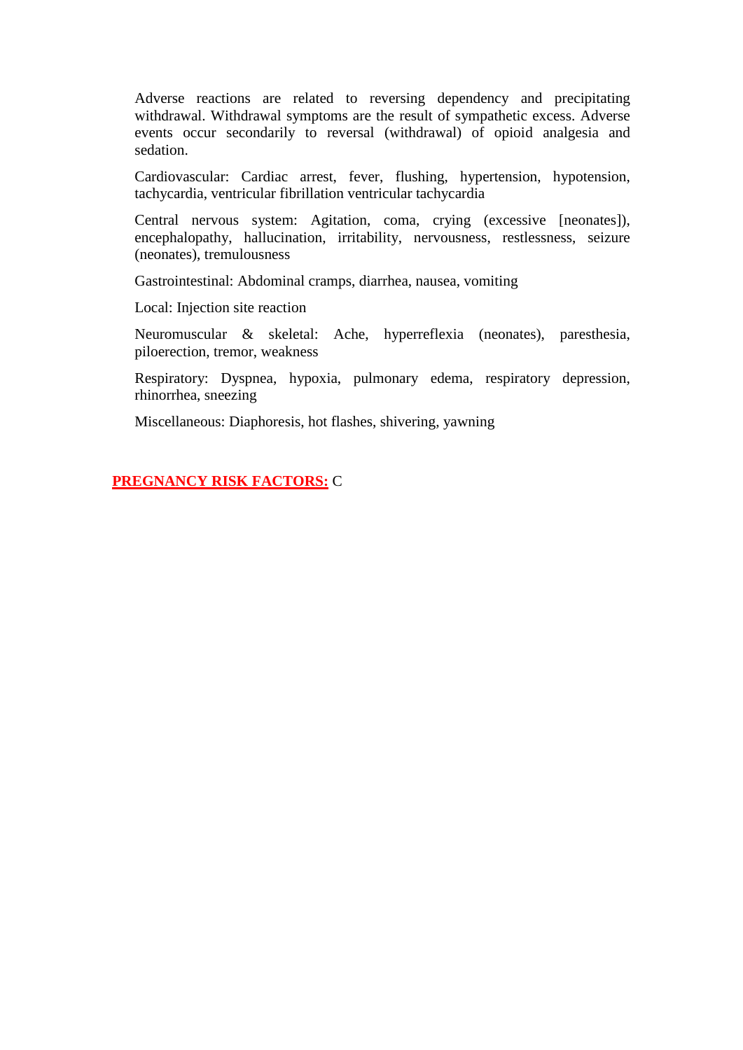Adverse reactions are related to reversing dependency and precipitating withdrawal. Withdrawal symptoms are the result of sympathetic excess. Adverse events occur secondarily to reversal (withdrawal) of opioid analgesia and sedation.

Cardiovascular: Cardiac arrest, fever, flushing, hypertension, hypotension, tachycardia, ventricular fibrillation ventricular tachycardia

Central nervous system: Agitation, coma, crying (excessive [neonates]), encephalopathy, hallucination, irritability, nervousness, restlessness, seizure (neonates), tremulousness

Gastrointestinal: Abdominal cramps, diarrhea, nausea, vomiting

Local: Injection site reaction

Neuromuscular & skeletal: Ache, hyperreflexia (neonates), paresthesia, piloerection, tremor, weakness

Respiratory: Dyspnea, hypoxia, pulmonary edema, respiratory depression, rhinorrhea, sneezing

Miscellaneous: Diaphoresis, hot flashes, shivering, yawning

**PREGNANCY RISK FACTORS:** C